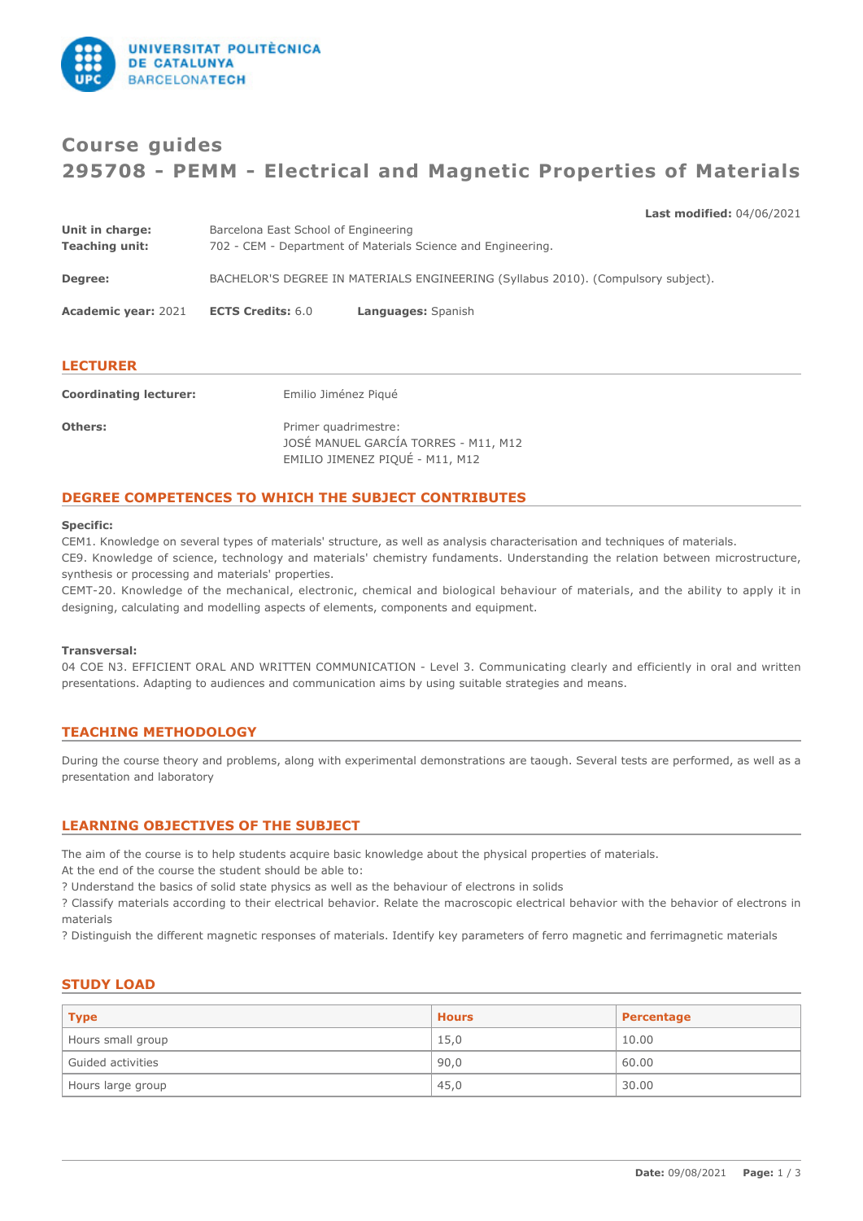# Course guides
# 295708 - PEMM - Electrical and Magnetic Properties of Materials

**Last modified:** 04/06/2021

**Unit in charge:** Barcelona East School of Engineering
**Teaching unit:** 702 - CEM - Department of Materials Science and Engineering.

**Degree:** BACHELOR'S DEGREE IN MATERIALS ENGINEERING (Syllabus 2010). (Compulsory subject).

**Academic year:** 2021 **ECTS Credits:** 6.0 **Languages:** Spanish

## LECTURER

**Coordinating lecturer:** Emilio Jiménez Piqué

**Others:** Primer quadrimestre:
JOSÉ MANUEL GARCÍA TORRES - M11, M12
EMILIO JIMENEZ PIQUÉ - M11, M12

## DEGREE COMPETENCES TO WHICH THE SUBJECT CONTRIBUTES

**Specific:**

CEM1. Knowledge on several types of materials' structure, as well as analysis characterisation and techniques of materials.
CE9. Knowledge of science, technology and materials' chemistry fundaments. Understanding the relation between microstructure, synthesis or processing and materials' properties.
CEMT-20. Knowledge of the mechanical, electronic, chemical and biological behaviour of materials, and the ability to apply it in designing, calculating and modelling aspects of elements, components and equipment.

**Transversal:**

04 COE N3. EFFICIENT ORAL AND WRITTEN COMMUNICATION - Level 3. Communicating clearly and efficiently in oral and written presentations. Adapting to audiences and communication aims by using suitable strategies and means.

## TEACHING METHODOLOGY

During the course theory and problems, along with experimental demonstrations are taough. Several tests are performed, as well as a presentation and laboratory

## LEARNING OBJECTIVES OF THE SUBJECT

The aim of the course is to help students acquire basic knowledge about the physical properties of materials.
At the end of the course the student should be able to:
? Understand the basics of solid state physics as well as the behaviour of electrons in solids
? Classify materials according to their electrical behavior. Relate the macroscopic electrical behavior with the behavior of electrons in materials
? Distinguish the different magnetic responses of materials. Identify key parameters of ferro magnetic and ferrimagnetic materials

## STUDY LOAD

| Type | Hours | Percentage |
|---|---|---|
| Hours small group | 15,0 | 10.00 |
| Guided activities | 90,0 | 60.00 |
| Hours large group | 45,0 | 30.00 |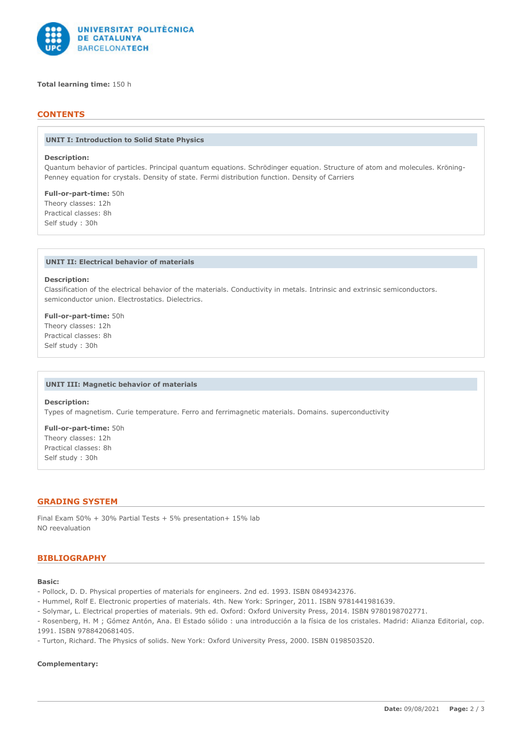**Total learning time:** 150 h

## CONTENTS

### UNIT I: Introduction to Solid State Physics

**Description:**
Quantum behavior of particles. Principal quantum equations. Schrödinger equation. Structure of atom and molecules. Kröning-Penney equation for crystals. Density of state. Fermi distribution function. Density of Carriers

**Full-or-part-time:** 50h
Theory classes: 12h
Practical classes: 8h
Self study : 30h

### UNIT II: Electrical behavior of materials

**Description:**
Classification of the electrical behavior of the materials. Conductivity in metals. Intrinsic and extrinsic semiconductors. semiconductor union. Electrostatics. Dielectrics.

**Full-or-part-time:** 50h
Theory classes: 12h
Practical classes: 8h
Self study : 30h

### UNIT III: Magnetic behavior of materials

**Description:**
Types of magnetism. Curie temperature. Ferro and ferrimagnetic materials. Domains. superconductivity

**Full-or-part-time:** 50h
Theory classes: 12h
Practical classes: 8h
Self study : 30h

## GRADING SYSTEM

Final Exam 50% + 30% Partial Tests + 5% presentation+ 15% lab
NO reevaluation

## BIBLIOGRAPHY

**Basic:**

- Pollock, D. D. Physical properties of materials for engineers. 2nd ed. 1993. ISBN 0849342376.
- Hummel, Rolf E. Electronic properties of materials. 4th. New York: Springer, 2011. ISBN 9781441981639.
- Solymar, L. Electrical properties of materials. 9th ed. Oxford: Oxford University Press, 2014. ISBN 9780198702771.
- Rosenberg, H. M ; Gómez Antón, Ana. El Estado sólido : una introducción a la física de los cristales. Madrid: Alianza Editorial, cop. 1991. ISBN 9788420681405.
- Turton, Richard. The Physics of solids. New York: Oxford University Press, 2000. ISBN 0198503520.

**Complementary:**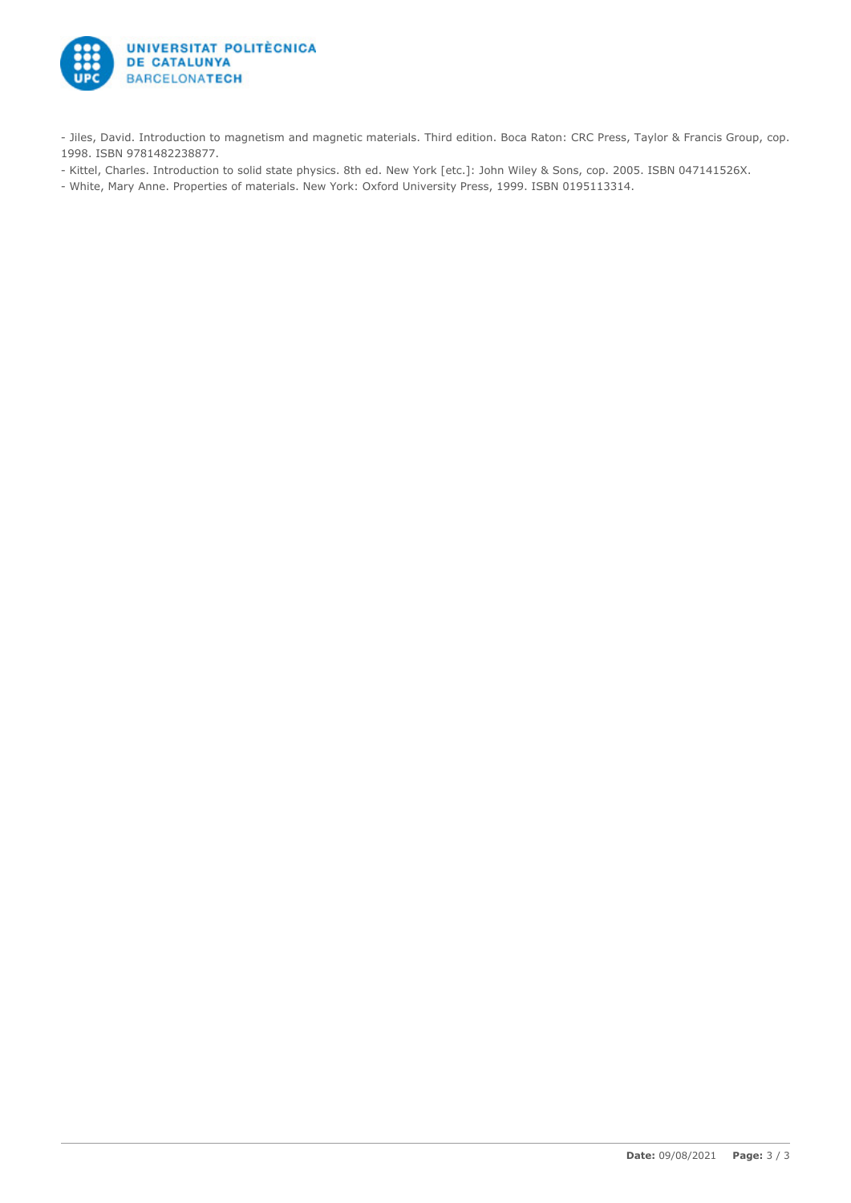- Jiles, David. Introduction to magnetism and magnetic materials. Third edition. Boca Raton: CRC Press, Taylor & Francis Group, cop. 1998. ISBN 9781482238877.
- Kittel, Charles. Introduction to solid state physics. 8th ed. New York [etc.]: John Wiley & Sons, cop. 2005. ISBN 047141526X.
- White, Mary Anne. Properties of materials. New York: Oxford University Press, 1999. ISBN 0195113314.